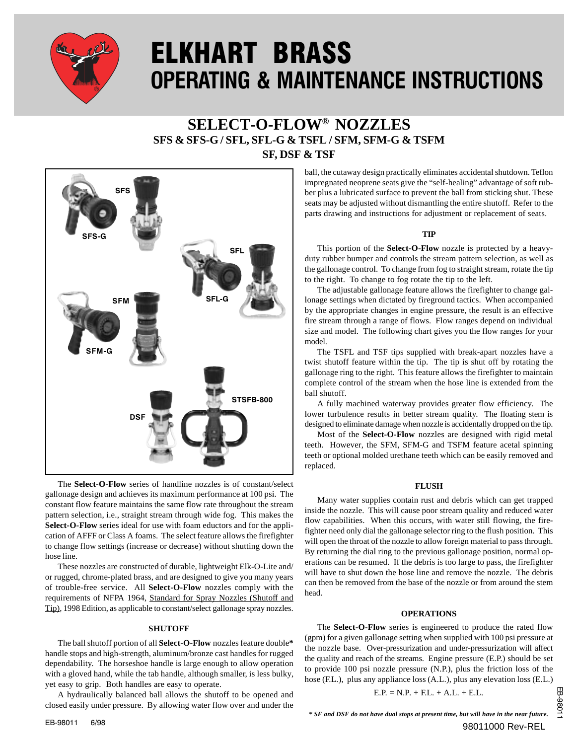# ELKHART BRASS
# OPERATING & MAINTENANCE INSTRUCTIONS

## SELECT-O-FLOW® NOZZLES

### SFS & SFS-G / SFL, SFL-G & TSFL / SFM, SFM-G & TSFM
### SF, DSF & TSF

SFS, SFS-G, SFL, SFL-G, SFM, SFM-G, DSF, STSFB-800

The **Select-O-Flow** series of handline nozzles is of constant/select gallonage design and achieves its maximum performance at 100 psi. The constant flow feature maintains the same flow rate throughout the stream pattern selection, i.e., straight stream through wide fog. This makes the **Select-O-Flow** series ideal for use with foam eductors and for the application of AFFF or Class A foams. The select feature allows the firefighter to change flow settings (increase or decrease) without shutting down the hose line.

These nozzles are constructed of durable, lightweight Elk-O-Lite and/or rugged, chrome-plated brass, and are designed to give you many years of trouble-free service. All **Select-O-Flow** nozzles comply with the requirements of NFPA 1964, Standard for Spray Nozzles (Shutoff and Tip), 1998 Edition, as applicable to constant/select gallonage spray nozzles.

#### SHUTOFF

The ball shutoff portion of all **Select-O-Flow** nozzles feature double* handle stops and high-strength, aluminum/bronze cast handles for rugged dependability. The horseshoe handle is large enough to allow operation with a gloved hand, while the tab handle, although smaller, is less bulky, yet easy to grip. Both handles are easy to operate.

A hydraulically balanced ball allows the shutoff to be opened and closed easily under pressure. By allowing water flow over and under the ball, the cutaway design practically eliminates accidental shutdown. Teflon impregnated neoprene seats give the "self-healing" advantage of soft rubber plus a lubricated surface to prevent the ball from sticking shut. These seats may be adjusted without dismantling the entire shutoff. Refer to the parts drawing and instructions for adjustment or replacement of seats.

#### TIP

This portion of the **Select-O-Flow** nozzle is protected by a heavy-duty rubber bumper and controls the stream pattern selection, as well as the gallonage control. To change from fog to straight stream, rotate the tip to the right. To change to fog rotate the tip to the left.

The adjustable gallonage feature allows the firefighter to change gallonage settings when dictated by fireground tactics. When accompanied by the appropriate changes in engine pressure, the result is an effective fire stream through a range of flows. Flow ranges depend on individual size and model. The following chart gives you the flow ranges for your model.

The TSFL and TSF tips supplied with break-apart nozzles have a twist shutoff feature within the tip. The tip is shut off by rotating the gallonage ring to the right. This feature allows the firefighter to maintain complete control of the stream when the hose line is extended from the ball shutoff.

A fully machined waterway provides greater flow efficiency. The lower turbulence results in better stream quality. The floating stem is designed to eliminate damage when nozzle is accidentally dropped on the tip.

Most of the **Select-O-Flow** nozzles are designed with rigid metal teeth. However, the SFM, SFM-G and TSFM feature acetal spinning teeth or optional molded urethane teeth which can be easily removed and replaced.

#### FLUSH

Many water supplies contain rust and debris which can get trapped inside the nozzle. This will cause poor stream quality and reduced water flow capabilities. When this occurs, with water still flowing, the firefighter need only dial the gallonage selector ring to the flush position. This will open the throat of the nozzle to allow foreign material to pass through. By returning the dial ring to the previous gallonage position, normal operations can be resumed. If the debris is too large to pass, the firefighter will have to shut down the hose line and remove the nozzle. The debris can then be removed from the base of the nozzle or from around the stem head.

#### OPERATIONS

The **Select-O-Flow** series is engineered to produce the rated flow (gpm) for a given gallonage setting when supplied with 100 psi pressure at the nozzle base. Over-pressurization and under-pressurization will affect the quality and reach of the streams. Engine pressure (E.P.) should be set to provide 100 psi nozzle pressure (N.P.), plus the friction loss of the hose (F.L.), plus any appliance loss (A.L.), plus any elevation loss (E.L.)

$$E.P. = N.P. + F.L. + A.L. + E.L.$$

*\* SF and DSF do not have dual stops at present time, but will have in the near future.*

EB-98011 6/98

98011000 Rev-REL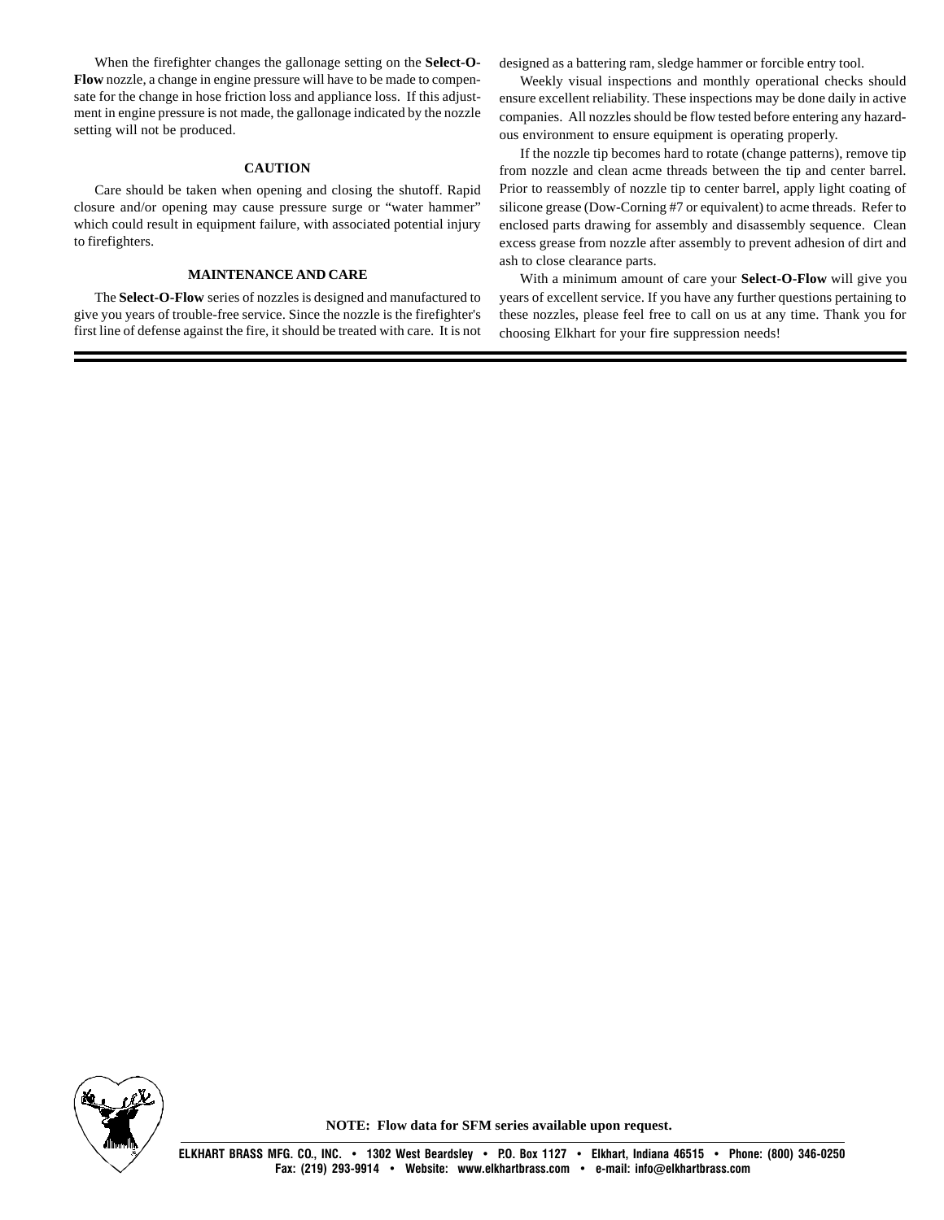When the firefighter changes the gallonage setting on the **Select-O-Flow** nozzle, a change in engine pressure will have to be made to compensate for the change in hose friction loss and appliance loss. If this adjustment in engine pressure is not made, the gallonage indicated by the nozzle setting will not be produced.

### CAUTION

Care should be taken when opening and closing the shutoff. Rapid closure and/or opening may cause pressure surge or "water hammer" which could result in equipment failure, with associated potential injury to firefighters.

### MAINTENANCE AND CARE

The **Select-O-Flow** series of nozzles is designed and manufactured to give you years of trouble-free service. Since the nozzle is the firefighter's first line of defense against the fire, it should be treated with care. It is not designed as a battering ram, sledge hammer or forcible entry tool.

Weekly visual inspections and monthly operational checks should ensure excellent reliability. These inspections may be done daily in active companies. All nozzles should be flow tested before entering any hazardous environment to ensure equipment is operating properly.

If the nozzle tip becomes hard to rotate (change patterns), remove tip from nozzle and clean acme threads between the tip and center barrel. Prior to reassembly of nozzle tip to center barrel, apply light coating of silicone grease (Dow-Corning #7 or equivalent) to acme threads. Refer to enclosed parts drawing for assembly and disassembly sequence. Clean excess grease from nozzle after assembly to prevent adhesion of dirt and ash to close clearance parts.

With a minimum amount of care your **Select-O-Flow** will give you years of excellent service. If you have any further questions pertaining to these nozzles, please feel free to call on us at any time. Thank you for choosing Elkhart for your fire suppression needs!

**NOTE: Flow data for SFM series available upon request.**

**ELKHART BRASS MFG. CO., INC. • 1302 West Beardsley • P.O. Box 1127 • Elkhart, Indiana 46515 • Phone: (800) 346-0250**
**Fax: (219) 293-9914 • Website: www.elkhartbrass.com • e-mail: info@elkhartbrass.com**